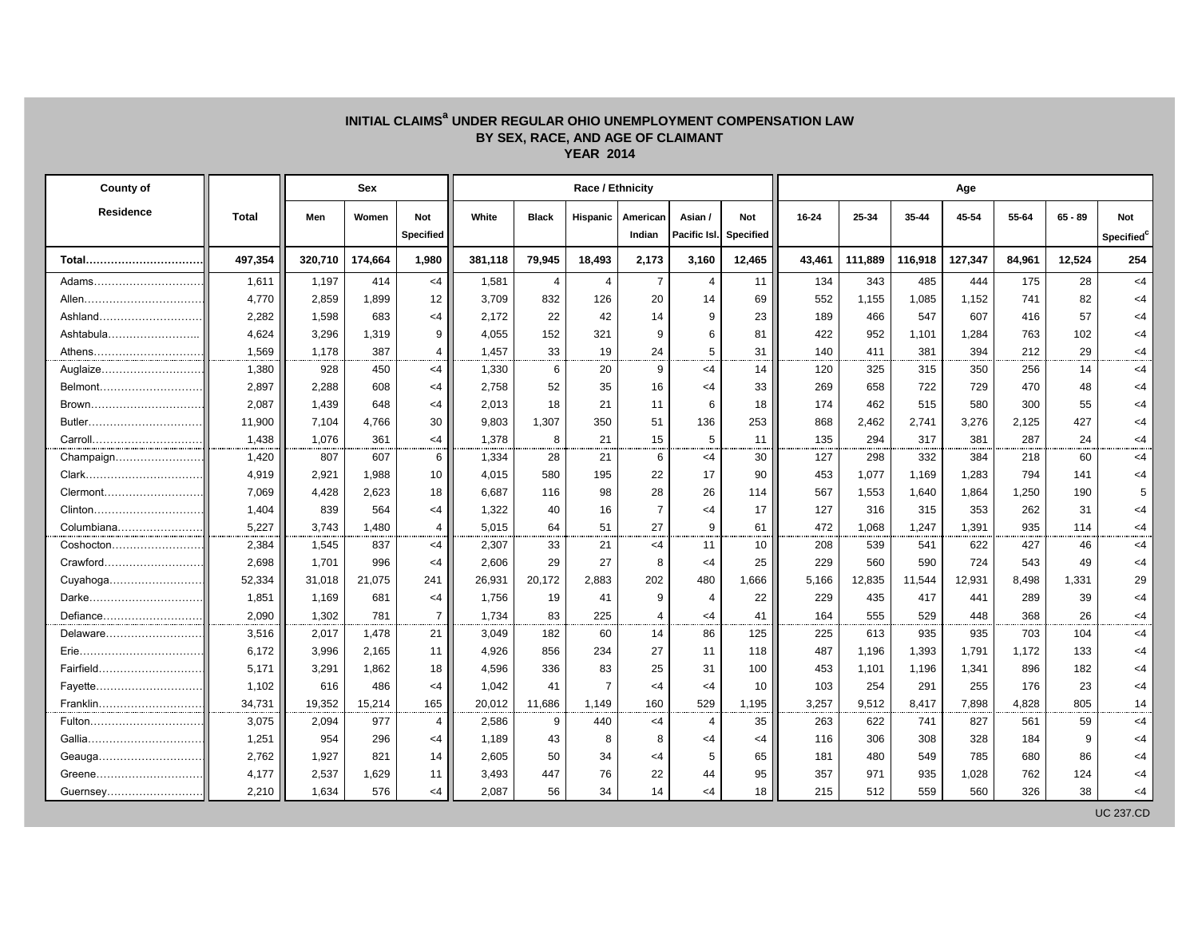**INITIAL CLAIMS[a] UNDER REGULAR OHIO UNEMPLOYMENT COMPENSATION LAW**
**BY SEX, RACE, AND AGE OF CLAIMANT**
**YEAR 2014**

| County of Residence | Total | Sex | | | Race / Ethnicity | | | | | | Age | | | | | | |
|---|---|---|---|---|---|---|---|---|---|---|---|---|---|---|---|---|---|
| | | Men | Women | Not Specified | White | Black | Hispanic | American Indian | Asian / Pacific Isl. | Not Specified | 16-24 | 25-34 | 35-44 | 45-54 | 55-64 | 65 - 89 | Not Specified[c] |
| **Total** | **497,354** | **320,710** | **174,664** | **1,980** | **381,118** | **79,945** | **18,493** | **2,173** | **3,160** | **12,465** | **43,461** | **111,889** | **116,918** | **127,347** | **84,961** | **12,524** | **254** |
| Adams | 1,611 | 1,197 | 414 | <4 | 1,581 | 4 | 4 | 7 | 4 | 11 | 134 | 343 | 485 | 444 | 175 | 28 | <4 |
| Allen | 4,770 | 2,859 | 1,899 | 12 | 3,709 | 832 | 126 | 20 | 14 | 69 | 552 | 1,155 | 1,085 | 1,152 | 741 | 82 | <4 |
| Ashland | 2,282 | 1,598 | 683 | <4 | 2,172 | 22 | 42 | 14 | 9 | 23 | 189 | 466 | 547 | 607 | 416 | 57 | <4 |
| Ashtabula | 4,624 | 3,296 | 1,319 | 9 | 4,055 | 152 | 321 | 9 | 6 | 81 | 422 | 952 | 1,101 | 1,284 | 763 | 102 | <4 |
| Athens | 1,569 | 1,178 | 387 | 4 | 1,457 | 33 | 19 | 24 | 5 | 31 | 140 | 411 | 381 | 394 | 212 | 29 | <4 |
| Auglaize | 1,380 | 928 | 450 | <4 | 1,330 | 6 | 20 | 9 | <4 | 14 | 120 | 325 | 315 | 350 | 256 | 14 | <4 |
| Belmont | 2,897 | 2,288 | 608 | <4 | 2,758 | 52 | 35 | 16 | <4 | 33 | 269 | 658 | 722 | 729 | 470 | 48 | <4 |
| Brown | 2,087 | 1,439 | 648 | <4 | 2,013 | 18 | 21 | 11 | 6 | 18 | 174 | 462 | 515 | 580 | 300 | 55 | <4 |
| Butler | 11,900 | 7,104 | 4,766 | 30 | 9,803 | 1,307 | 350 | 51 | 136 | 253 | 868 | 2,462 | 2,741 | 3,276 | 2,125 | 427 | <4 |
| Carroll | 1,438 | 1,076 | 361 | <4 | 1,378 | 8 | 21 | 15 | 5 | 11 | 135 | 294 | 317 | 381 | 287 | 24 | <4 |
| Champaign | 1,420 | 807 | 607 | 6 | 1,334 | 28 | 21 | 6 | <4 | 30 | 127 | 298 | 332 | 384 | 218 | 60 | <4 |
| Clark | 4,919 | 2,921 | 1,988 | 10 | 4,015 | 580 | 195 | 22 | 17 | 90 | 453 | 1,077 | 1,169 | 1,283 | 794 | 141 | <4 |
| Clermont | 7,069 | 4,428 | 2,623 | 18 | 6,687 | 116 | 98 | 28 | 26 | 114 | 567 | 1,553 | 1,640 | 1,864 | 1,250 | 190 | 5 |
| Clinton | 1,404 | 839 | 564 | <4 | 1,322 | 40 | 16 | 7 | <4 | 17 | 127 | 316 | 315 | 353 | 262 | 31 | <4 |
| Columbiana | 5,227 | 3,743 | 1,480 | 4 | 5,015 | 64 | 51 | 27 | 9 | 61 | 472 | 1,068 | 1,247 | 1,391 | 935 | 114 | <4 |
| Coshocton | 2,384 | 1,545 | 837 | <4 | 2,307 | 33 | 21 | <4 | 11 | 10 | 208 | 539 | 541 | 622 | 427 | 46 | <4 |
| Crawford | 2,698 | 1,701 | 996 | <4 | 2,606 | 29 | 27 | 8 | <4 | 25 | 229 | 560 | 590 | 724 | 543 | 49 | <4 |
| Cuyahoga | 52,334 | 31,018 | 21,075 | 241 | 26,931 | 20,172 | 2,883 | 202 | 480 | 1,666 | 5,166 | 12,835 | 11,544 | 12,931 | 8,498 | 1,331 | 29 |
| Darke | 1,851 | 1,169 | 681 | <4 | 1,756 | 19 | 41 | 9 | 4 | 22 | 229 | 435 | 417 | 441 | 289 | 39 | <4 |
| Defiance | 2,090 | 1,302 | 781 | 7 | 1,734 | 83 | 225 | 4 | <4 | 41 | 164 | 555 | 529 | 448 | 368 | 26 | <4 |
| Delaware | 3,516 | 2,017 | 1,478 | 21 | 3,049 | 182 | 60 | 14 | 86 | 125 | 225 | 613 | 935 | 935 | 703 | 104 | <4 |
| Erie | 6,172 | 3,996 | 2,165 | 11 | 4,926 | 856 | 234 | 27 | 11 | 118 | 487 | 1,196 | 1,393 | 1,791 | 1,172 | 133 | <4 |
| Fairfield | 5,171 | 3,291 | 1,862 | 18 | 4,596 | 336 | 83 | 25 | 31 | 100 | 453 | 1,101 | 1,196 | 1,341 | 896 | 182 | <4 |
| Fayette | 1,102 | 616 | 486 | <4 | 1,042 | 41 | 7 | <4 | <4 | 10 | 103 | 254 | 291 | 255 | 176 | 23 | <4 |
| Franklin | 34,731 | 19,352 | 15,214 | 165 | 20,012 | 11,686 | 1,149 | 160 | 529 | 1,195 | 3,257 | 9,512 | 8,417 | 7,898 | 4,828 | 805 | 14 |
| Fulton | 3,075 | 2,094 | 977 | 4 | 2,586 | 9 | 440 | <4 | 4 | 35 | 263 | 622 | 741 | 827 | 561 | 59 | <4 |
| Gallia | 1,251 | 954 | 296 | <4 | 1,189 | 43 | 8 | 8 | <4 | <4 | 116 | 306 | 308 | 328 | 184 | 9 | <4 |
| Geauga | 2,762 | 1,927 | 821 | 14 | 2,605 | 50 | 34 | <4 | 5 | 65 | 181 | 480 | 549 | 785 | 680 | 86 | <4 |
| Greene | 4,177 | 2,537 | 1,629 | 11 | 3,493 | 447 | 76 | 22 | 44 | 95 | 357 | 971 | 935 | 1,028 | 762 | 124 | <4 |
| Guernsey | 2,210 | 1,634 | 576 | <4 | 2,087 | 56 | 34 | 14 | <4 | 18 | 215 | 512 | 559 | 560 | 326 | 38 | <4 |

UC 237.CD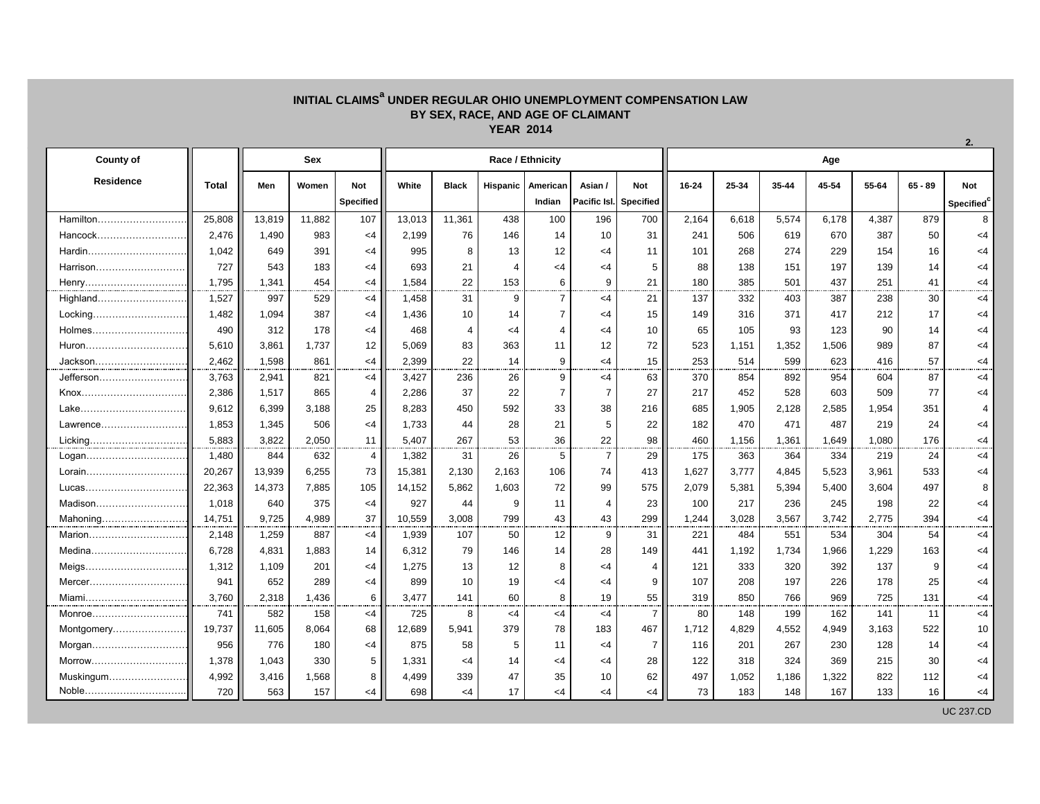# INITIAL CLAIMS[a] UNDER REGULAR OHIO UNEMPLOYMENT COMPENSATION LAW
## BY SEX, RACE, AND AGE OF CLAIMANT
### YEAR 2014

2.

| County of Residence | Total | Sex | | | Race / Ethnicity | | | | | | Age | | | | | | |
|---|---|---|---|---|---|---|---|---|---|---|---|---|---|---|---|---|---|
| | | Men | Women | Not Specified | White | Black | Hispanic | American Indian | Asian / Pacific Isl. | Not Specified | 16-24 | 25-34 | 35-44 | 45-54 | 55-64 | 65 - 89 | Not Specified[c] |
| Hamilton | 25,808 | 13,819 | 11,882 | 107 | 13,013 | 11,361 | 438 | 100 | 196 | 700 | 2,164 | 6,618 | 5,574 | 6,178 | 4,387 | 879 | 8 |
| Hancock | 2,476 | 1,490 | 983 | <4 | 2,199 | 76 | 146 | 14 | 10 | 31 | 241 | 506 | 619 | 670 | 387 | 50 | <4 |
| Hardin | 1,042 | 649 | 391 | <4 | 995 | 8 | 13 | 12 | <4 | 11 | 101 | 268 | 274 | 229 | 154 | 16 | <4 |
| Harrison | 727 | 543 | 183 | <4 | 693 | 21 | 4 | <4 | <4 | 5 | 88 | 138 | 151 | 197 | 139 | 14 | <4 |
| Henry | 1,795 | 1,341 | 454 | <4 | 1,584 | 22 | 153 | 6 | 9 | 21 | 180 | 385 | 501 | 437 | 251 | 41 | <4 |
| Highland | 1,527 | 997 | 529 | <4 | 1,458 | 31 | 9 | 7 | <4 | 21 | 137 | 332 | 403 | 387 | 238 | 30 | <4 |
| Locking | 1,482 | 1,094 | 387 | <4 | 1,436 | 10 | 14 | 7 | <4 | 15 | 149 | 316 | 371 | 417 | 212 | 17 | <4 |
| Holmes | 490 | 312 | 178 | <4 | 468 | 4 | <4 | 4 | <4 | 10 | 65 | 105 | 93 | 123 | 90 | 14 | <4 |
| Huron | 5,610 | 3,861 | 1,737 | 12 | 5,069 | 83 | 363 | 11 | 12 | 72 | 523 | 1,151 | 1,352 | 1,506 | 989 | 87 | <4 |
| Jackson | 2,462 | 1,598 | 861 | <4 | 2,399 | 22 | 14 | 9 | <4 | 15 | 253 | 514 | 599 | 623 | 416 | 57 | <4 |
| Jefferson | 3,763 | 2,941 | 821 | <4 | 3,427 | 236 | 26 | 9 | <4 | 63 | 370 | 854 | 892 | 954 | 604 | 87 | <4 |
| Knox | 2,386 | 1,517 | 865 | 4 | 2,286 | 37 | 22 | 7 | 7 | 27 | 217 | 452 | 528 | 603 | 509 | 77 | <4 |
| Lake | 9,612 | 6,399 | 3,188 | 25 | 8,283 | 450 | 592 | 33 | 38 | 216 | 685 | 1,905 | 2,128 | 2,585 | 1,954 | 351 | 4 |
| Lawrence | 1,853 | 1,345 | 506 | <4 | 1,733 | 44 | 28 | 21 | 5 | 22 | 182 | 470 | 471 | 487 | 219 | 24 | <4 |
| Licking | 5,883 | 3,822 | 2,050 | 11 | 5,407 | 267 | 53 | 36 | 22 | 98 | 460 | 1,156 | 1,361 | 1,649 | 1,080 | 176 | <4 |
| Logan | 1,480 | 844 | 632 | 4 | 1,382 | 31 | 26 | 5 | 7 | 29 | 175 | 363 | 364 | 334 | 219 | 24 | <4 |
| Lorain | 20,267 | 13,939 | 6,255 | 73 | 15,381 | 2,130 | 2,163 | 106 | 74 | 413 | 1,627 | 3,777 | 4,845 | 5,523 | 3,961 | 533 | <4 |
| Lucas | 22,363 | 14,373 | 7,885 | 105 | 14,152 | 5,862 | 1,603 | 72 | 99 | 575 | 2,079 | 5,381 | 5,394 | 5,400 | 3,604 | 497 | 8 |
| Madison | 1,018 | 640 | 375 | <4 | 927 | 44 | 9 | 11 | 4 | 23 | 100 | 217 | 236 | 245 | 198 | 22 | <4 |
| Mahoning | 14,751 | 9,725 | 4,989 | 37 | 10,559 | 3,008 | 799 | 43 | 43 | 299 | 1,244 | 3,028 | 3,567 | 3,742 | 2,775 | 394 | <4 |
| Marion | 2,148 | 1,259 | 887 | <4 | 1,939 | 107 | 50 | 12 | 9 | 31 | 221 | 484 | 551 | 534 | 304 | 54 | <4 |
| Medina | 6,728 | 4,831 | 1,883 | 14 | 6,312 | 79 | 146 | 14 | 28 | 149 | 441 | 1,192 | 1,734 | 1,966 | 1,229 | 163 | <4 |
| Meigs | 1,312 | 1,109 | 201 | <4 | 1,275 | 13 | 12 | 8 | <4 | 4 | 121 | 333 | 320 | 392 | 137 | 9 | <4 |
| Mercer | 941 | 652 | 289 | <4 | 899 | 10 | 19 | <4 | <4 | 9 | 107 | 208 | 197 | 226 | 178 | 25 | <4 |
| Miami | 3,760 | 2,318 | 1,436 | 6 | 3,477 | 141 | 60 | 8 | 19 | 55 | 319 | 850 | 766 | 969 | 725 | 131 | <4 |
| Monroe | 741 | 582 | 158 | <4 | 725 | 8 | <4 | <4 | <4 | 7 | 80 | 148 | 199 | 162 | 141 | 11 | <4 |
| Montgomery | 19,737 | 11,605 | 8,064 | 68 | 12,689 | 5,941 | 379 | 78 | 183 | 467 | 1,712 | 4,829 | 4,552 | 4,949 | 3,163 | 522 | 10 |
| Morgan | 956 | 776 | 180 | <4 | 875 | 58 | 5 | 11 | <4 | 7 | 116 | 201 | 267 | 230 | 128 | 14 | <4 |
| Morrow | 1,378 | 1,043 | 330 | 5 | 1,331 | <4 | 14 | <4 | <4 | 28 | 122 | 318 | 324 | 369 | 215 | 30 | <4 |
| Muskingum | 4,992 | 3,416 | 1,568 | 8 | 4,499 | 339 | 47 | 35 | 10 | 62 | 497 | 1,052 | 1,186 | 1,322 | 822 | 112 | <4 |
| Noble | 720 | 563 | 157 | <4 | 698 | <4 | 17 | <4 | <4 | <4 | 73 | 183 | 148 | 167 | 133 | 16 | <4 |

UC 237.CD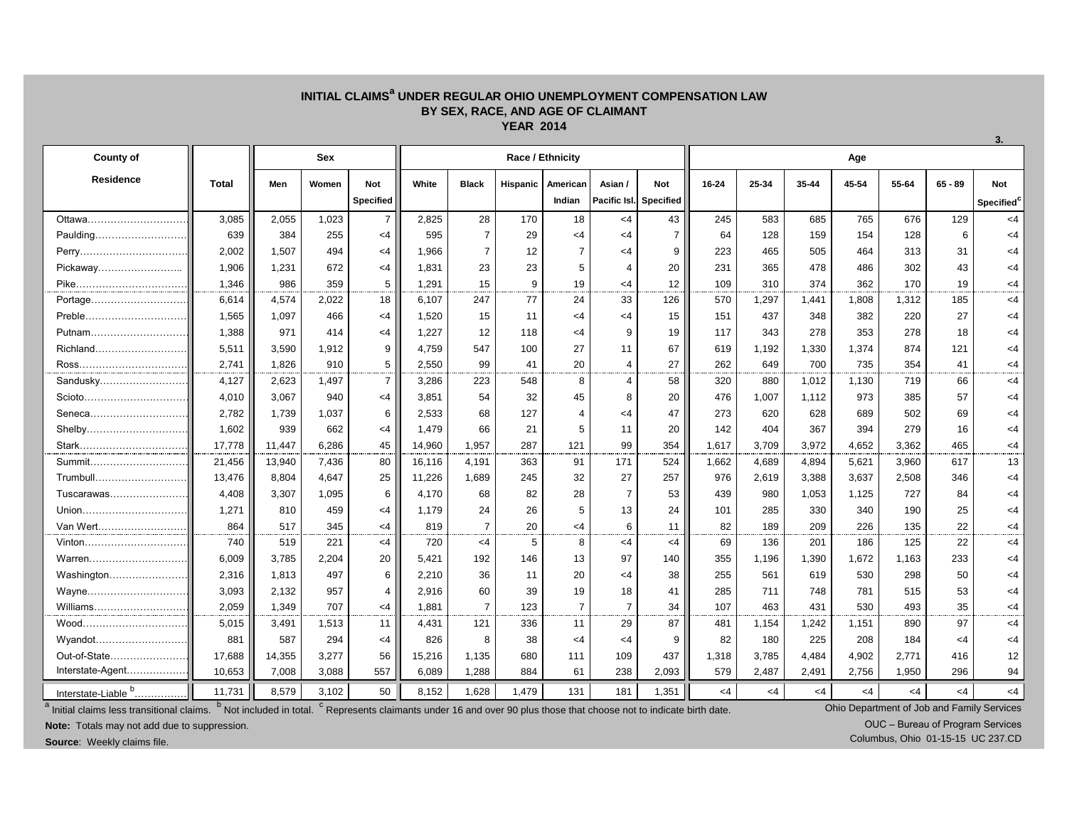# INITIAL CLAIMS[a] UNDER REGULAR OHIO UNEMPLOYMENT COMPENSATION LAW
## BY SEX, RACE, AND AGE OF CLAIMANT
### YEAR 2014

3.

| County of Residence | Total | Sex | | | Race / Ethnicity | | | | | | Age | | | | | | |
|---|---|---|---|---|---|---|---|---|---|---|---|---|---|---|---|---|---|
| | | Men | Women | Not Specified | White | Black | Hispanic | American Indian | Asian / Pacific Isl. | Not Specified | 16-24 | 25-34 | 35-44 | 45-54 | 55-64 | 65 - 89 | Not Specified[c] |
| Ottawa | 3,085 | 2,055 | 1,023 | 7 | 2,825 | 28 | 170 | 18 | <4 | 43 | 245 | 583 | 685 | 765 | 676 | 129 | <4 |
| Paulding | 639 | 384 | 255 | <4 | 595 | 7 | 29 | <4 | <4 | 7 | 64 | 128 | 159 | 154 | 128 | 6 | <4 |
| Perry | 2,002 | 1,507 | 494 | <4 | 1,966 | 7 | 12 | 7 | <4 | 9 | 223 | 465 | 505 | 464 | 313 | 31 | <4 |
| Pickaway | 1,906 | 1,231 | 672 | <4 | 1,831 | 23 | 23 | 5 | 4 | 20 | 231 | 365 | 478 | 486 | 302 | 43 | <4 |
| Pike | 1,346 | 986 | 359 | 5 | 1,291 | 15 | 9 | 19 | <4 | 12 | 109 | 310 | 374 | 362 | 170 | 19 | <4 |
| Portage | 6,614 | 4,574 | 2,022 | 18 | 6,107 | 247 | 77 | 24 | 33 | 126 | 570 | 1,297 | 1,441 | 1,808 | 1,312 | 185 | <4 |
| Preble | 1,565 | 1,097 | 466 | <4 | 1,520 | 15 | 11 | <4 | <4 | 15 | 151 | 437 | 348 | 382 | 220 | 27 | <4 |
| Putnam | 1,388 | 971 | 414 | <4 | 1,227 | 12 | 118 | <4 | 9 | 19 | 117 | 343 | 278 | 353 | 278 | 18 | <4 |
| Richland | 5,511 | 3,590 | 1,912 | 9 | 4,759 | 547 | 100 | 27 | 11 | 67 | 619 | 1,192 | 1,330 | 1,374 | 874 | 121 | <4 |
| Ross | 2,741 | 1,826 | 910 | 5 | 2,550 | 99 | 41 | 20 | 4 | 27 | 262 | 649 | 700 | 735 | 354 | 41 | <4 |
| Sandusky | 4,127 | 2,623 | 1,497 | 7 | 3,286 | 223 | 548 | 8 | 4 | 58 | 320 | 880 | 1,012 | 1,130 | 719 | 66 | <4 |
| Scioto | 4,010 | 3,067 | 940 | <4 | 3,851 | 54 | 32 | 45 | 8 | 20 | 476 | 1,007 | 1,112 | 973 | 385 | 57 | <4 |
| Seneca | 2,782 | 1,739 | 1,037 | 6 | 2,533 | 68 | 127 | 4 | <4 | 47 | 273 | 620 | 628 | 689 | 502 | 69 | <4 |
| Shelby | 1,602 | 939 | 662 | <4 | 1,479 | 66 | 21 | 5 | 11 | 20 | 142 | 404 | 367 | 394 | 279 | 16 | <4 |
| Stark | 17,778 | 11,447 | 6,286 | 45 | 14,960 | 1,957 | 287 | 121 | 99 | 354 | 1,617 | 3,709 | 3,972 | 4,652 | 3,362 | 465 | <4 |
| Summit | 21,456 | 13,940 | 7,436 | 80 | 16,116 | 4,191 | 363 | 91 | 171 | 524 | 1,662 | 4,689 | 4,894 | 5,621 | 3,960 | 617 | 13 |
| Trumbull | 13,476 | 8,804 | 4,647 | 25 | 11,226 | 1,689 | 245 | 32 | 27 | 257 | 976 | 2,619 | 3,388 | 3,637 | 2,508 | 346 | <4 |
| Tuscarawas | 4,408 | 3,307 | 1,095 | 6 | 4,170 | 68 | 82 | 28 | 7 | 53 | 439 | 980 | 1,053 | 1,125 | 727 | 84 | <4 |
| Union | 1,271 | 810 | 459 | <4 | 1,179 | 24 | 26 | 5 | 13 | 24 | 101 | 285 | 330 | 340 | 190 | 25 | <4 |
| Van Wert | 864 | 517 | 345 | <4 | 819 | 7 | 20 | <4 | 6 | 11 | 82 | 189 | 209 | 226 | 135 | 22 | <4 |
| Vinton | 740 | 519 | 221 | <4 | 720 | <4 | 5 | 8 | <4 | <4 | 69 | 136 | 201 | 186 | 125 | 22 | <4 |
| Warren | 6,009 | 3,785 | 2,204 | 20 | 5,421 | 192 | 146 | 13 | 97 | 140 | 355 | 1,196 | 1,390 | 1,672 | 1,163 | 233 | <4 |
| Washington | 2,316 | 1,813 | 497 | 6 | 2,210 | 36 | 11 | 20 | <4 | 38 | 255 | 561 | 619 | 530 | 298 | 50 | <4 |
| Wayne | 3,093 | 2,132 | 957 | 4 | 2,916 | 60 | 39 | 19 | 18 | 41 | 285 | 711 | 748 | 781 | 515 | 53 | <4 |
| Williams | 2,059 | 1,349 | 707 | <4 | 1,881 | 7 | 123 | 7 | 7 | 34 | 107 | 463 | 431 | 530 | 493 | 35 | <4 |
| Wood | 5,015 | 3,491 | 1,513 | 11 | 4,431 | 121 | 336 | 11 | 29 | 87 | 481 | 1,154 | 1,242 | 1,151 | 890 | 97 | <4 |
| Wyandot | 881 | 587 | 294 | <4 | 826 | 8 | 38 | <4 | <4 | 9 | 82 | 180 | 225 | 208 | 184 | <4 | <4 |
| Out-of-State | 17,688 | 14,355 | 3,277 | 56 | 15,216 | 1,135 | 680 | 111 | 109 | 437 | 1,318 | 3,785 | 4,484 | 4,902 | 2,771 | 416 | 12 |
| Interstate-Agent | 10,653 | 7,008 | 3,088 | 557 | 6,089 | 1,288 | 884 | 61 | 238 | 2,093 | 579 | 2,487 | 2,491 | 2,756 | 1,950 | 296 | 94 |
| Interstate-Liable[b] | 11,731 | 8,579 | 3,102 | 50 | 8,152 | 1,628 | 1,479 | 131 | 181 | 1,351 | <4 | <4 | <4 | <4 | <4 | <4 | <4 |

[a] Initial claims less transitional claims. [b] Not included in total. [c] Represents claimants under 16 and over 90 plus those that choose not to indicate birth date.

**Note:** Totals may not add due to suppression.

**Source**: Weekly claims file.

Ohio Department of Job and Family Services
OUC – Bureau of Program Services
Columbus, Ohio 01-15-15 UC 237.CD